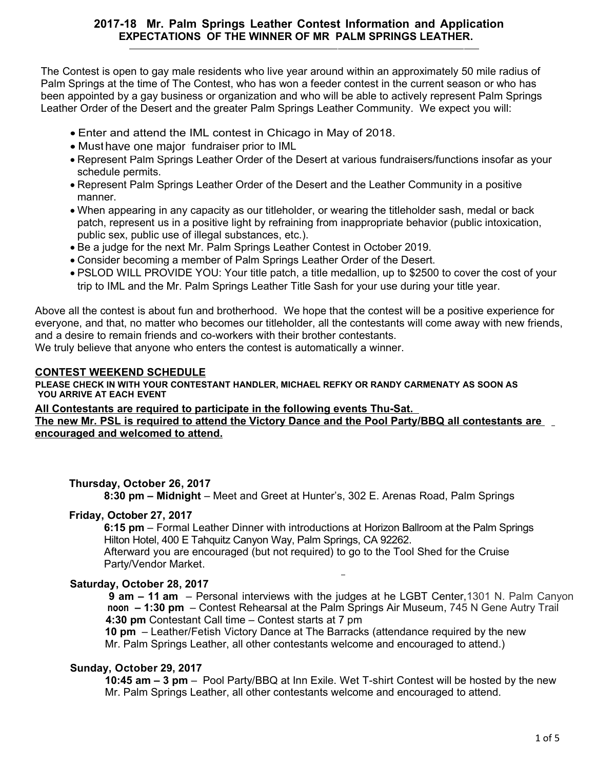# 2017-18 Mr. Palm Springs Leather Contest Information and Application

## EXPECTATIONS OF THE WINNER OF MR PALM SPRINGS LEATHER.

The Contest is open to gay male residents who live year around within an approximately 50 mile radius of Palm Springs at the time of The Contest, who has won a feeder contest in the current season or who has been appointed by a gay business or organization and who will be able to actively represent Palm Springs Leather Order of the Desert and the greater Palm Springs Leather Community. We expect you will:

- Enter and attend the IML contest in Chicago in May of 2018.
- Must have one major fundraiser prior to IML
- Represent Palm Springs Leather Order of the Desert at various fundraisers/functions insofar as your schedule permits.
- Represent Palm Springs Leather Order of the Desert and the Leather Community in a positive manner.
- When appearing in any capacity as our titleholder, or wearing the titleholder sash, medal or back patch, represent us in a positive light by refraining from inappropriate behavior (public intoxication, public sex, public use of illegal substances, etc.).
- Be a judge for the next Mr. Palm Springs Leather Contest in October 2019.
- Consider becoming a member of Palm Springs Leather Order of the Desert.
- PSLOD WILL PROVIDE YOU: Your title patch, a title medallion, up to $2500 to cover the cost of your trip to IML and the Mr. Palm Springs Leather Title Sash for your use during your title year.

Above all the contest is about fun and brotherhood. We hope that the contest will be a positive experience for everyone, and that, no matter who becomes our titleholder, all the contestants will come away with new friends, and a desire to remain friends and co-workers with their brother contestants.
We truly believe that anyone who enters the contest is automatically a winner.

## CONTEST WEEKEND SCHEDULE

**PLEASE CHECK IN WITH YOUR CONTESTANT HANDLER, MICHAEL REFKY OR RANDY CARMENATY AS SOON AS YOU ARRIVE AT EACH EVENT**

**All Contestants are required to participate in the following events Thu-Sat.**
**The new Mr. PSL is required to attend the Victory Dance and the Pool Party/BBQ all contestants are encouraged and welcomed to attend.**

**Thursday, October 26, 2017**

**8:30 pm – Midnight** – Meet and Greet at Hunter's, 302 E. Arenas Road, Palm Springs

**Friday, October 27, 2017**

**6:15 pm** – Formal Leather Dinner with introductions at Horizon Ballroom at the Palm Springs Hilton Hotel, 400 E Tahquitz Canyon Way, Palm Springs, CA 92262.
Afterward you are encouraged (but not required) to go to the Tool Shed for the Cruise Party/Vendor Market.

**Saturday, October 28, 2017**

**9 am – 11 am** – Personal interviews with the judges at he LGBT Center, 1301 N. Palm Canyon
**noon – 1:30 pm** – Contest Rehearsal at the Palm Springs Air Museum, 745 N Gene Autry Trail
**4:30 pm** Contestant Call time – Contest starts at 7 pm
**10 pm** – Leather/Fetish Victory Dance at The Barracks (attendance required by the new Mr. Palm Springs Leather, all other contestants welcome and encouraged to attend.)

**Sunday, October 29, 2017**

**10:45 am – 3 pm** – Pool Party/BBQ at Inn Exile. Wet T-shirt Contest will be hosted by the new Mr. Palm Springs Leather, all other contestants welcome and encouraged to attend.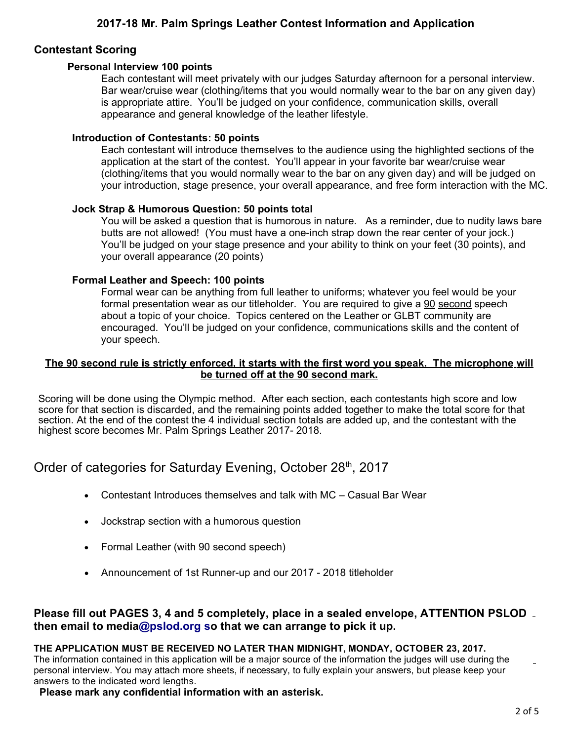# 2017-18 Mr. Palm Springs Leather Contest Information and Application

## Contestant Scoring

### Personal Interview 100 points

Each contestant will meet privately with our judges Saturday afternoon for a personal interview. Bar wear/cruise wear (clothing/items that you would normally wear to the bar on any given day) is appropriate attire. You'll be judged on your confidence, communication skills, overall appearance and general knowledge of the leather lifestyle.

### Introduction of Contestants: 50 points

Each contestant will introduce themselves to the audience using the highlighted sections of the application at the start of the contest. You'll appear in your favorite bar wear/cruise wear (clothing/items that you would normally wear to the bar on any given day) and will be judged on your introduction, stage presence, your overall appearance, and free form interaction with the MC.

### Jock Strap & Humorous Question: 50 points total

You will be asked a question that is humorous in nature. As a reminder, due to nudity laws bare butts are not allowed! (You must have a one-inch strap down the rear center of your jock.) You'll be judged on your stage presence and your ability to think on your feet (30 points), and your overall appearance (20 points)

### Formal Leather and Speech: 100 points

Formal wear can be anything from full leather to uniforms; whatever you feel would be your formal presentation wear as our titleholder. You are required to give a 90 second speech about a topic of your choice. Topics centered on the Leather or GLBT community are encouraged. You'll be judged on your confidence, communications skills and the content of your speech.

**The 90 second rule is strictly enforced, it starts with the first word you speak. The microphone will be turned off at the 90 second mark.**

Scoring will be done using the Olympic method. After each section, each contestants high score and low score for that section is discarded, and the remaining points added together to make the total score for that section. At the end of the contest the 4 individual section totals are added up, and the contestant with the highest score becomes Mr. Palm Springs Leather 2017- 2018.

## Order of categories for Saturday Evening, October 28th, 2017

- Contestant Introduces themselves and talk with MC – Casual Bar Wear
- Jockstrap section with a humorous question
- Formal Leather (with 90 second speech)
- Announcement of 1st Runner-up and our 2017 - 2018 titleholder

**Please fill out PAGES 3, 4 and 5 completely, place in a sealed envelope, ATTENTION PSLOD then email to media@pslod.org so that we can arrange to pick it up.**

**THE APPLICATION MUST BE RECEIVED NO LATER THAN MIDNIGHT, MONDAY, OCTOBER 23, 2017.**
The information contained in this application will be a major source of the information the judges will use during the personal interview. You may attach more sheets, if necessary, to fully explain your answers, but please keep your answers to the indicated word lengths.

**Please mark any confidential information with an asterisk.**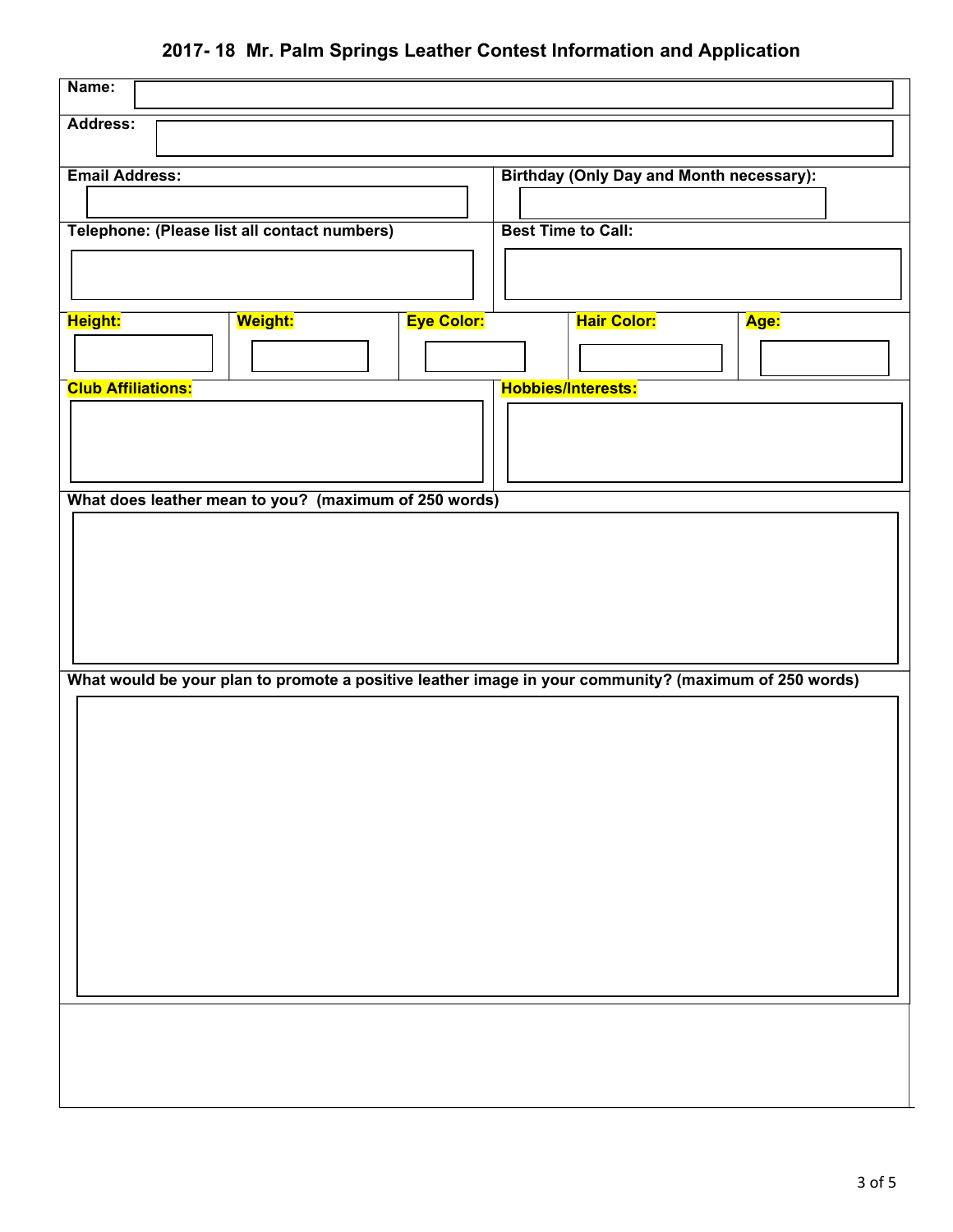# 2017- 18 Mr. Palm Springs Leather Contest Information and Application

**Name:**

**Address:**

| **Email Address:** | **Birthday (Only Day and Month necessary):** |
| --- | --- |
| | |

| **Telephone: (Please list all contact numbers)** | **Best Time to Call:** |
| --- | --- |
| | |

| **Height:** | **Weight:** | **Eye Color:** | **Hair Color:** | **Age:** |
| --- | --- | --- | --- | --- |
| | | | | |

| **Club Affiliations:** | **Hobbies/Interests:** |
| --- | --- |
| | |

**What does leather mean to you? (maximum of 250 words)**

**What would be your plan to promote a positive leather image in your community? (maximum of 250 words)**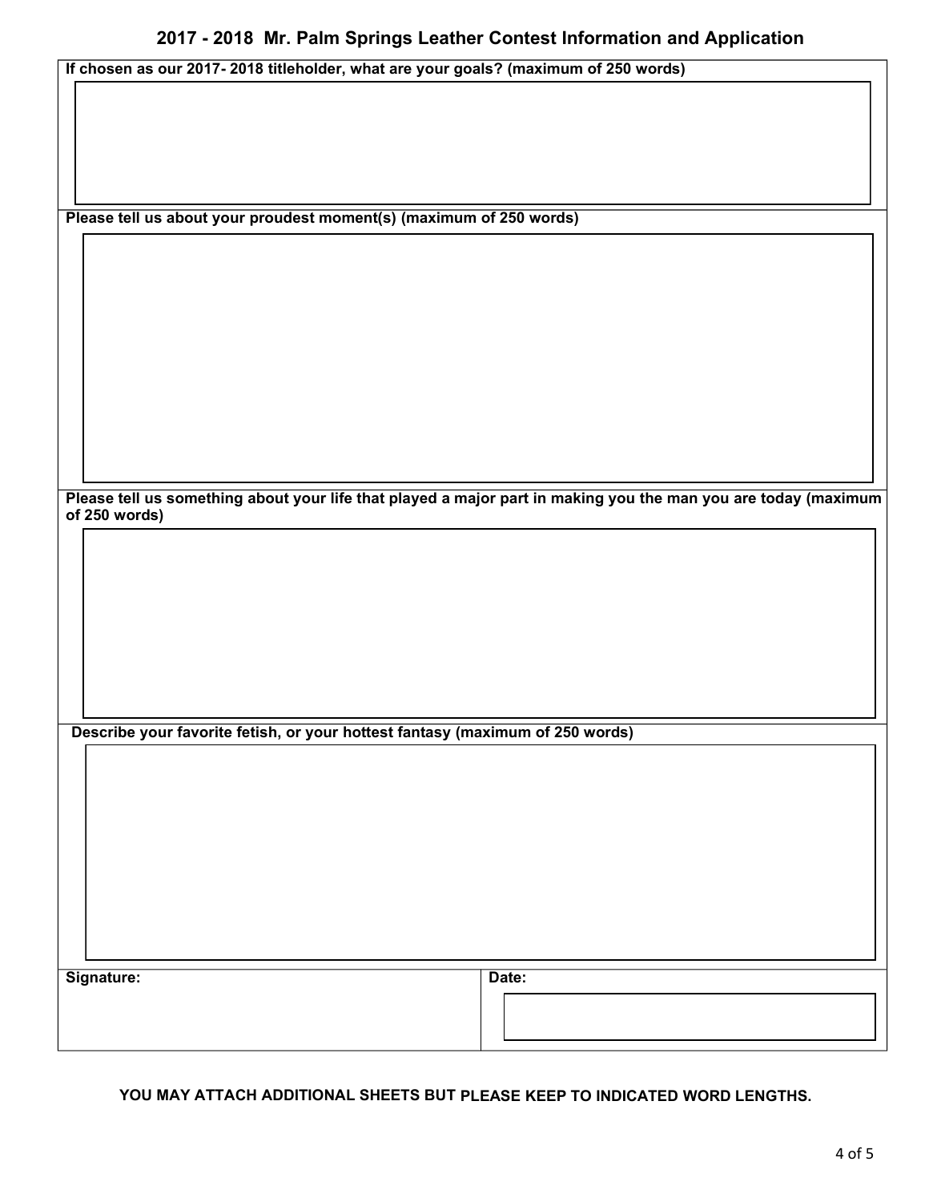# 2017 - 2018 Mr. Palm Springs Leather Contest Information and Application

**If chosen as our 2017- 2018 titleholder, what are your goals? (maximum of 250 words)**

**Please tell us about your proudest moment(s) (maximum of 250 words)**

**Please tell us something about your life that played a major part in making you the man you are today (maximum of 250 words)**

**Describe your favorite fetish, or your hottest fantasy (maximum of 250 words)**

| Signature: | Date: |
| --- | --- |
| | |

**YOU MAY ATTACH ADDITIONAL SHEETS BUT PLEASE KEEP TO INDICATED WORD LENGTHS.**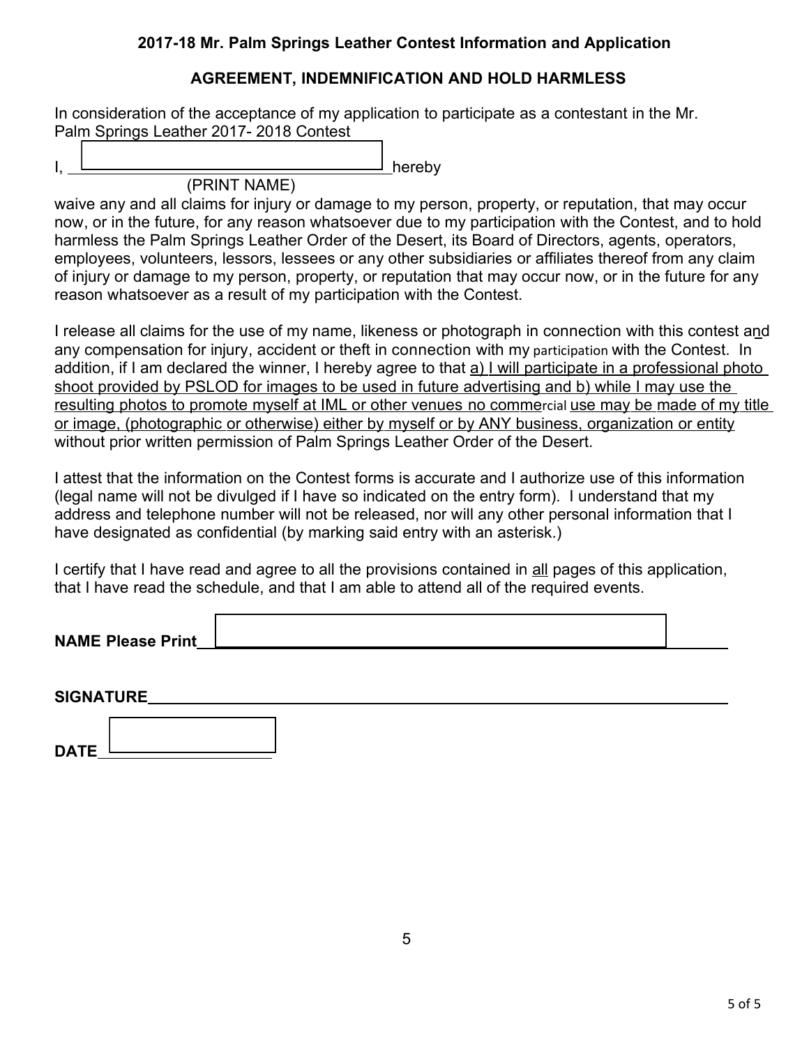**2017-18 Mr. Palm Springs Leather Contest Information and Application**

## AGREEMENT, INDEMNIFICATION AND HOLD HARMLESS

In consideration of the acceptance of my application to participate as a contestant in the Mr. Palm Springs Leather 2017- 2018 Contest

I, ______________________________ hereby
(PRINT NAME)

waive any and all claims for injury or damage to my person, property, or reputation, that may occur now, or in the future, for any reason whatsoever due to my participation with the Contest, and to hold harmless the Palm Springs Leather Order of the Desert, its Board of Directors, agents, operators, employees, volunteers, lessors, lessees or any other subsidiaries or affiliates thereof from any claim of injury or damage to my person, property, or reputation that may occur now, or in the future for any reason whatsoever as a result of my participation with the Contest.

I release all claims for the use of my name, likeness or photograph in connection with this contest and any compensation for injury, accident or theft in connection with my participation with the Contest. In addition, if I am declared the winner, I hereby agree to that a) I will participate in a professional photo shoot provided by PSLOD for images to be used in future advertising and b) while I may use the resulting photos to promote myself at IML or other venues no commercial use may be made of my title or image, (photographic or otherwise) either by myself or by ANY business, organization or entity without prior written permission of Palm Springs Leather Order of the Desert.

I attest that the information on the Contest forms is accurate and I authorize use of this information (legal name will not be divulged if I have so indicated on the entry form). I understand that my address and telephone number will not be released, nor will any other personal information that I have designated as confidential (by marking said entry with an asterisk.)

I certify that I have read and agree to all the provisions contained in all pages of this application, that I have read the schedule, and that I am able to attend all of the required events.

**NAME Please Print** ______________________________

**SIGNATURE** ______________________________

**DATE** ____________________